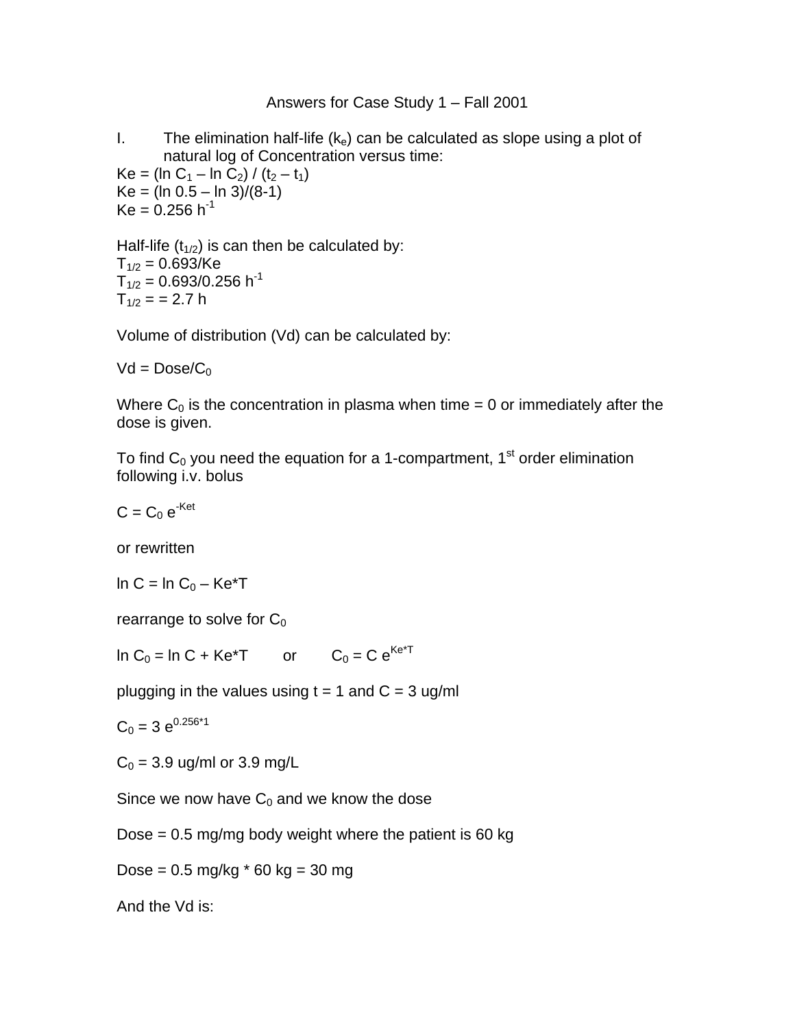# Answers for Case Study 1 – Fall 2001

I. The elimination half-life ($k_e$) can be calculated as slope using a plot of natural log of Concentration versus time:

$Ke = (\ln C_1 – \ln C_2) / (t_2 – t_1)$

$Ke = (\ln 0.5 – \ln 3)/(8-1)$

$Ke = 0.256\ h^{-1}$

Half-life ($t_{1/2}$) is can then be calculated by:

$T_{1/2} = 0.693/Ke$

$T_{1/2} = 0.693/0.256\ h^{-1}$

$T_{1/2} = = 2.7\ h$

Volume of distribution (Vd) can be calculated by:

$Vd = Dose/C_0$

Where $C_0$ is the concentration in plasma when time = 0 or immediately after the dose is given.

To find $C_0$ you need the equation for a 1-compartment, 1st order elimination following i.v. bolus

$C = C_0\ e^{-Ket}$

or rewritten

$\ln C = \ln C_0 – Ke*T$

rearrange to solve for $C_0$

$\ln C_0 = \ln C + Ke*T$ or $C_0 = C\ e^{Ke*T}$

plugging in the values using t = 1 and C = 3 ug/ml

$C_0 = 3\ e^{0.256*1}$

$C_0$ = 3.9 ug/ml or 3.9 mg/L

Since we now have $C_0$ and we know the dose

Dose = 0.5 mg/mg body weight where the patient is 60 kg

Dose = 0.5 mg/kg * 60 kg = 30 mg

And the Vd is: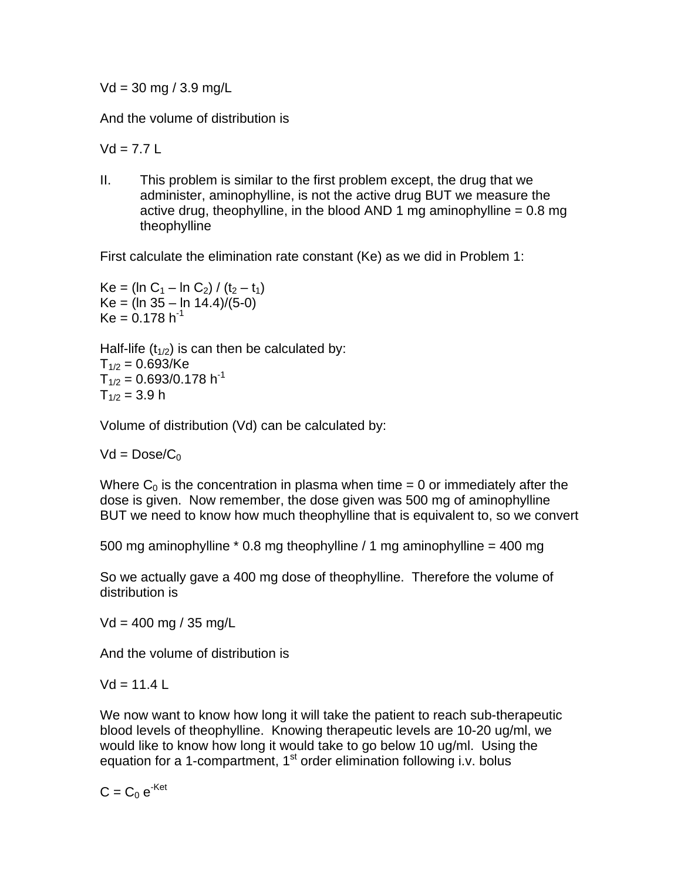$Vd = 30\ mg / 3.9\ mg/L$

And the volume of distribution is

$Vd = 7.7\ L$

II. This problem is similar to the first problem except, the drug that we administer, aminophylline, is not the active drug BUT we measure the active drug, theophylline, in the blood AND 1 mg aminophylline = 0.8 mg theophylline

First calculate the elimination rate constant (Ke) as we did in Problem 1:

$Ke = (\ln C_1 - \ln C_2) / (t_2 - t_1)$
$Ke = (\ln 35 - \ln 14.4)/(5-0)$
$Ke = 0.178\ h^{-1}$

Half-life ($t_{1/2}$) is can then be calculated by:
$T_{1/2} = 0.693/Ke$
$T_{1/2} = 0.693/0.178\ h^{-1}$
$T_{1/2} = 3.9\ h$

Volume of distribution (Vd) can be calculated by:

$Vd = Dose/C_0$

Where $C_0$ is the concentration in plasma when time = 0 or immediately after the dose is given. Now remember, the dose given was 500 mg of aminophylline BUT we need to know how much theophylline that is equivalent to, so we convert

500 mg aminophylline * 0.8 mg theophylline / 1 mg aminophylline = 400 mg

So we actually gave a 400 mg dose of theophylline. Therefore the volume of distribution is

$Vd = 400\ mg / 35\ mg/L$

And the volume of distribution is

$Vd = 11.4\ L$

We now want to know how long it will take the patient to reach sub-therapeutic blood levels of theophylline. Knowing therapeutic levels are 10-20 ug/ml, we would like to know how long it would take to go below 10 ug/ml. Using the equation for a 1-compartment, 1st order elimination following i.v. bolus

$C = C_0\ e^{-Ket}$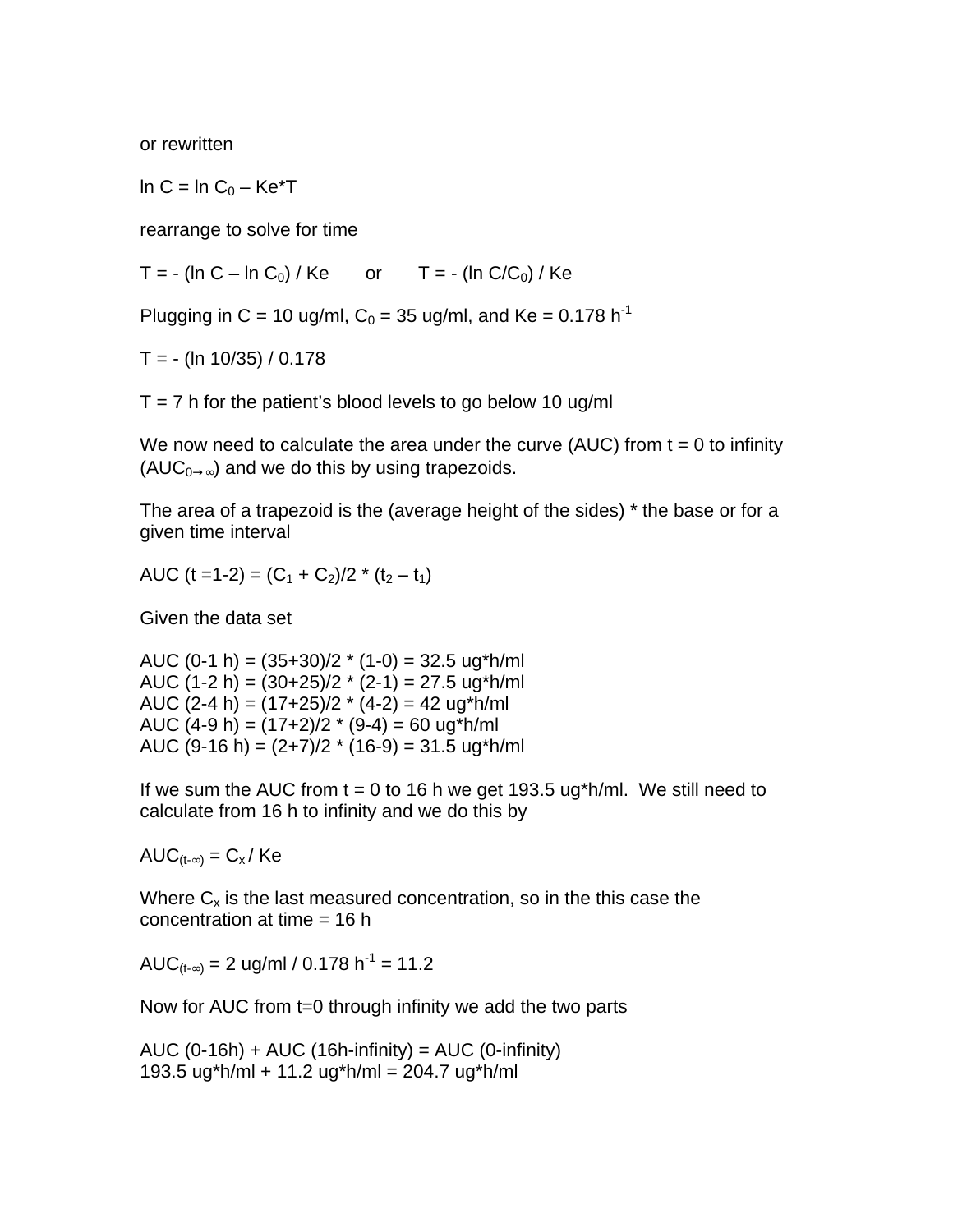or rewritten

$\ln C = \ln C_0 – Ke*T$

rearrange to solve for time

$T = - (\ln C – \ln C_0) / Ke$ or $T = - (\ln C/C_0) / Ke$

Plugging in C = 10 ug/ml, $C_0$ = 35 ug/ml, and Ke = 0.178 $h^{-1}$

$T = - (\ln 10/35) / 0.178$

T = 7 h for the patient's blood levels to go below 10 ug/ml

We now need to calculate the area under the curve (AUC) from t = 0 to infinity ($AUC_{0\rightarrow\infty}$) and we do this by using trapezoids.

The area of a trapezoid is the (average height of the sides) * the base or for a given time interval

$AUC (t =1\text{-}2) = (C_1 + C_2)/2 * (t_2 – t_1)$

Given the data set

AUC (0-1 h) = (35+30)/2 * (1-0) = 32.5 ug*h/ml
AUC (1-2 h) = (30+25)/2 * (2-1) = 27.5 ug*h/ml
AUC (2-4 h) = (17+25)/2 * (4-2) = 42 ug*h/ml
AUC (4-9 h) = (17+2)/2 * (9-4) = 60 ug*h/ml
AUC (9-16 h) = (2+7)/2 * (16-9) = 31.5 ug*h/ml

If we sum the AUC from t = 0 to 16 h we get 193.5 ug*h/ml. We still need to calculate from 16 h to infinity and we do this by

$AUC_{(t\text{-}\infty)} = C_x / Ke$

Where $C_x$ is the last measured concentration, so in the this case the concentration at time = 16 h

$AUC_{(t\text{-}\infty)}$ = 2 ug/ml / 0.178 $h^{-1}$ = 11.2

Now for AUC from t=0 through infinity we add the two parts

AUC (0-16h) + AUC (16h-infinity) = AUC (0-infinity)
193.5 ug*h/ml + 11.2 ug*h/ml = 204.7 ug*h/ml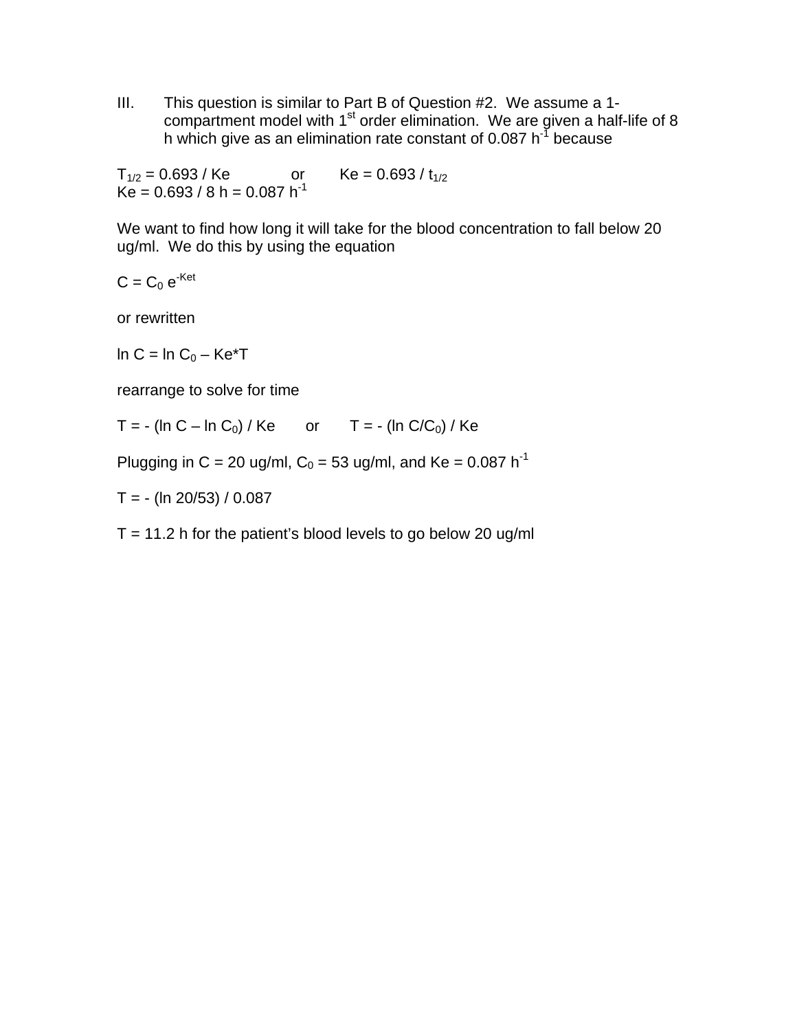III. This question is similar to Part B of Question #2. We assume a 1-compartment model with 1st order elimination. We are given a half-life of 8 h which give as an elimination rate constant of $0.087\ h^{-1}$ because

$T_{1/2} = 0.693 / Ke$ or $Ke = 0.693 / t_{1/2}$
$Ke = 0.693 / 8\ h = 0.087\ h^{-1}$

We want to find how long it will take for the blood concentration to fall below 20 ug/ml. We do this by using the equation

$$C = C_0\, e^{-Ket}$$

or rewritten

$$\ln C = \ln C_0 - Ke*T$$

rearrange to solve for time

$$T = -(\ln C - \ln C_0) / Ke \quad \text{or} \quad T = -(\ln C/C_0) / Ke$$

Plugging in C = 20 ug/ml, $C_0$ = 53 ug/ml, and Ke = $0.087\ h^{-1}$

$$T = -(\ln 20/53) / 0.087$$

T = 11.2 h for the patient's blood levels to go below 20 ug/ml